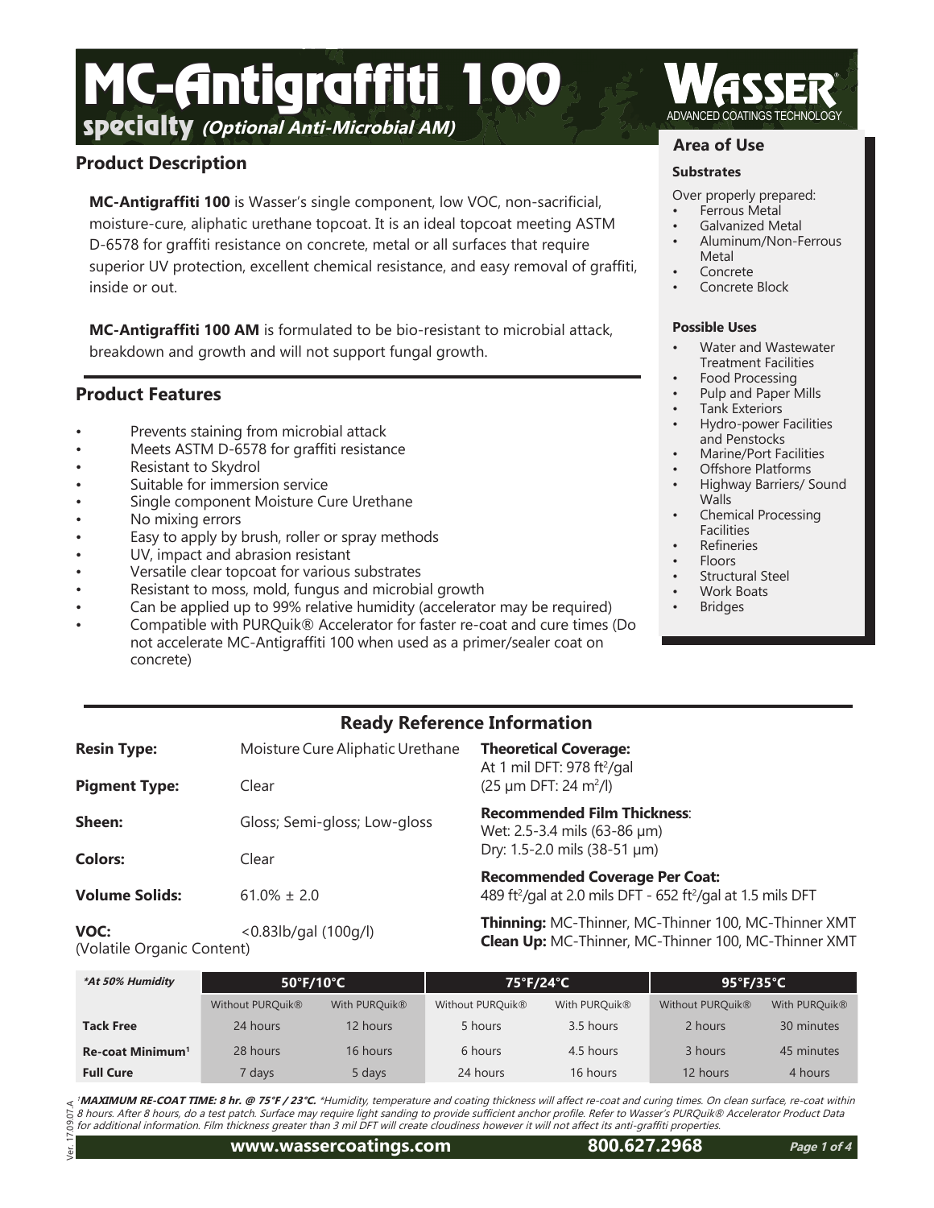# MC-Antigraffiti 100

**specialty** ***(Optional Anti-Microbial AM)***

WASSER® ADVANCED COATINGS TECHNOLOGY

## Product Description

**MC-Antigraffiti 100** is Wasser's single component, low VOC, non-sacrificial, moisture-cure, aliphatic urethane topcoat. It is an ideal topcoat meeting ASTM D-6578 for graffiti resistance on concrete, metal or all surfaces that require superior UV protection, excellent chemical resistance, and easy removal of graffiti, inside or out.

**MC-Antigraffiti 100 AM** is formulated to be bio-resistant to microbial attack, breakdown and growth and will not support fungal growth.

## Product Features

- Prevents staining from microbial attack
- Meets ASTM D-6578 for graffiti resistance
- Resistant to Skydrol
- Suitable for immersion service
- Single component Moisture Cure Urethane
- No mixing errors
- Easy to apply by brush, roller or spray methods
- UV, impact and abrasion resistant
- Versatile clear topcoat for various substrates
- Resistant to moss, mold, fungus and microbial growth
- Can be applied up to 99% relative humidity (accelerator may be required)
- Compatible with PURQuik® Accelerator for faster re-coat and cure times (Do not accelerate MC-Antigraffiti 100 when used as a primer/sealer coat on concrete)

## Area of Use

### Substrates

Over properly prepared:

- Ferrous Metal
- Galvanized Metal
- Aluminum/Non-Ferrous Metal
- Concrete
- Concrete Block

### Possible Uses

- Water and Wastewater Treatment Facilities
- Food Processing
- Pulp and Paper Mills
- Tank Exteriors
- Hydro-power Facilities and Penstocks
- Marine/Port Facilities
- Offshore Platforms
- Highway Barriers/ Sound Walls
- Chemical Processing Facilities
- Refineries
- Floors
- Structural Steel
- Work Boats
- Bridges

## Ready Reference Information

**Resin Type:** Moisture Cure Aliphatic Urethane

**Pigment Type:** Clear

**Sheen:** Gloss; Semi-gloss; Low-gloss

**Colors:** Clear

**Volume Solids:** 61.0% ± 2.0

**VOC:** (Volatile Organic Content) <0.83lb/gal (100g/l)

**Theoretical Coverage:**
At 1 mil DFT: 978 ft²/gal
(25 µm DFT: 24 m²/l)

**Recommended Film Thickness:**
Wet: 2.5-3.4 mils (63-86 µm)
Dry: 1.5-2.0 mils (38-51 µm)

**Recommended Coverage Per Coat:**
489 ft²/gal at 2.0 mils DFT - 652 ft²/gal at 1.5 mils DFT

**Thinning:** MC-Thinner, MC-Thinner 100, MC-Thinner XMT
**Clean Up:** MC-Thinner, MC-Thinner 100, MC-Thinner XMT

| *\*At 50% Humidity* | 50°F/10°C | | 75°F/24°C | | 95°F/35°C | |
|---|---|---|---|---|---|---|
| | Without PURQuik® | With PURQuik® | Without PURQuik® | With PURQuik® | Without PURQuik® | With PURQuik® |
| **Tack Free** | 24 hours | 12 hours | 5 hours | 3.5 hours | 2 hours | 30 minutes |
| **Re-coat Minimum[1]** | 28 hours | 16 hours | 6 hours | 4.5 hours | 3 hours | 45 minutes |
| **Full Cure** | 7 days | 5 days | 24 hours | 16 hours | 12 hours | 4 hours |

*[1]**MAXIMUM RE-COAT TIME: 8 hr. @ 75°F / 23°C.** \*Humidity, temperature and coating thickness will affect re-coat and curing times. On clean surface, re-coat within 8 hours. After 8 hours, do a test patch. Surface may require light sanding to provide sufficient anchor profile. Refer to Wasser's PURQuik® Accelerator Product Data for additional information. Film thickness greater than 3 mil DFT will create cloudiness however it will not affect its anti-graffiti properties.*

Ver. 17.09.07.A

www.wassercoatings.com 800.627.2968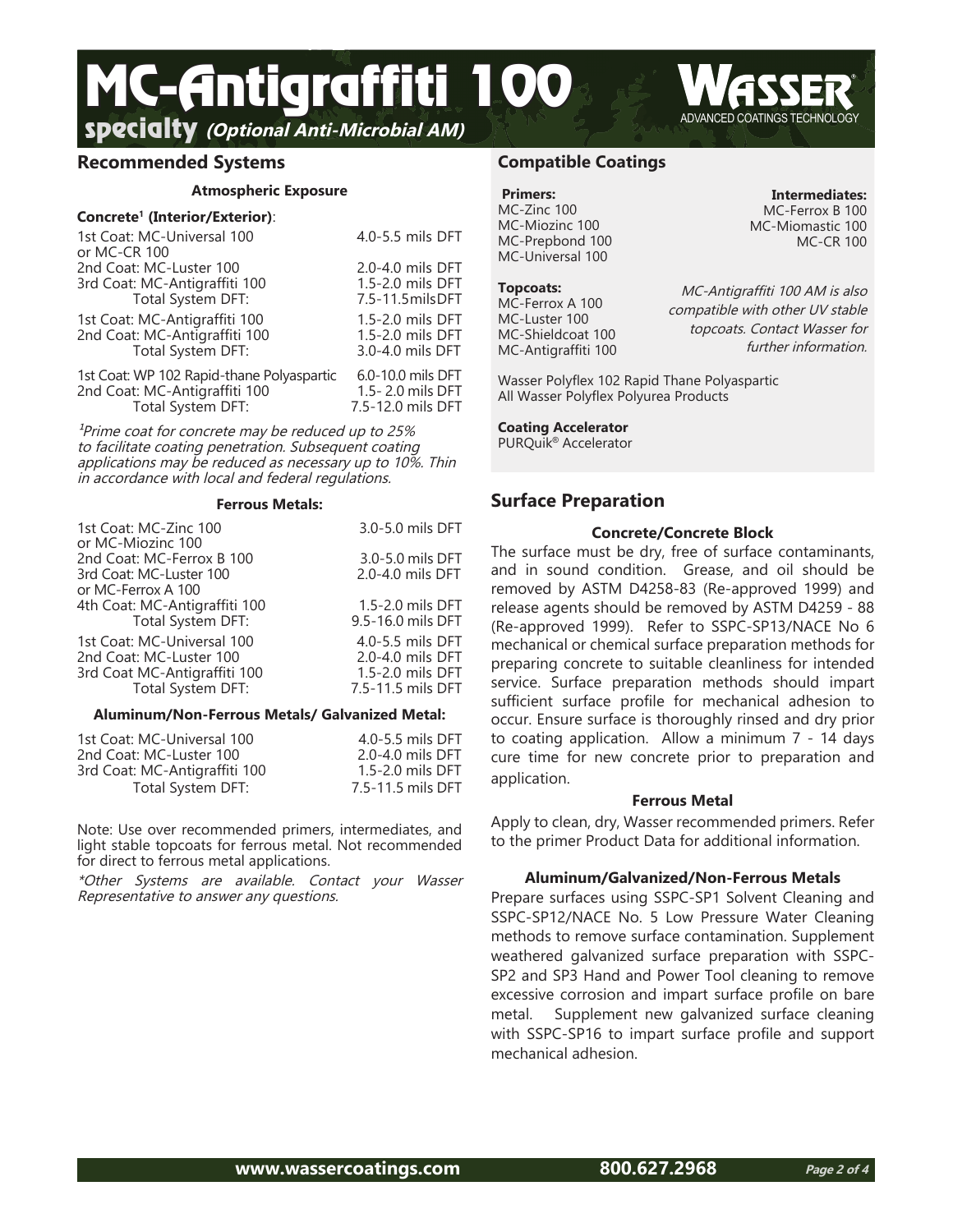# MC-Antigraffiti 100

**specialty** ***(Optional Anti-Microbial AM)***

## Recommended Systems

### Atmospheric Exposure

**Concrete[1] (Interior/Exterior)**:

| | |
|---|---|
| 1st Coat: MC-Universal 100 or MC-CR 100 | 4.0-5.5 mils DFT |
| 2nd Coat: MC-Luster 100 | 2.0-4.0 mils DFT |
| 3rd Coat: MC-Antigraffiti 100 | 1.5-2.0 mils DFT |
| Total System DFT: | 7.5-11.5mils DFT |

| | |
|---|---|
| 1st Coat: MC-Antigraffiti 100 | 1.5-2.0 mils DFT |
| 2nd Coat: MC-Antigraffiti 100 | 1.5-2.0 mils DFT |
| Total System DFT: | 3.0-4.0 mils DFT |

| | |
|---|---|
| 1st Coat: WP 102 Rapid-thane Polyaspartic | 6.0-10.0 mils DFT |
| 2nd Coat: MC-Antigraffiti 100 | 1.5- 2.0 mils DFT |
| Total System DFT: | 7.5-12.0 mils DFT |

*[1]Prime coat for concrete may be reduced up to 25% to facilitate coating penetration. Subsequent coating applications may be reduced as necessary up to 10%. Thin in accordance with local and federal regulations.*

### Ferrous Metals:

| | |
|---|---|
| 1st Coat: MC-Zinc 100 or MC-Miozinc 100 | 3.0-5.0 mils DFT |
| 2nd Coat: MC-Ferrox B 100 | 3.0-5.0 mils DFT |
| 3rd Coat: MC-Luster 100 or MC-Ferrox A 100 | 2.0-4.0 mils DFT |
| 4th Coat: MC-Antigraffiti 100 | 1.5-2.0 mils DFT |
| Total System DFT: | 9.5-16.0 mils DFT |

| | |
|---|---|
| 1st Coat: MC-Universal 100 | 4.0-5.5 mils DFT |
| 2nd Coat: MC-Luster 100 | 2.0-4.0 mils DFT |
| 3rd Coat MC-Antigraffiti 100 | 1.5-2.0 mils DFT |
| Total System DFT: | 7.5-11.5 mils DFT |

### Aluminum/Non-Ferrous Metals/ Galvanized Metal:

| | |
|---|---|
| 1st Coat: MC-Universal 100 | 4.0-5.5 mils DFT |
| 2nd Coat: MC-Luster 100 | 2.0-4.0 mils DFT |
| 3rd Coat: MC-Antigraffiti 100 | 1.5-2.0 mils DFT |
| Total System DFT: | 7.5-11.5 mils DFT |

Note: Use over recommended primers, intermediates, and light stable topcoats for ferrous metal. Not recommended for direct to ferrous metal applications.

**Other Systems are available. Contact your Wasser Representative to answer any questions.*

## Compatible Coatings

**Primers:**
MC-Zinc 100
MC-Miozinc 100
MC-Prepbond 100
MC-Universal 100

**Intermediates:**
MC-Ferrox B 100
MC-Miomastic 100
MC-CR 100

**Topcoats:**
MC-Ferrox A 100
MC-Luster 100
MC-Shieldcoat 100
MC-Antigraffiti 100

*MC-Antigraffiti 100 AM is also compatible with other UV stable topcoats. Contact Wasser for further information.*

Wasser Polyflex 102 Rapid Thane Polyaspartic
All Wasser Polyflex Polyurea Products

**Coating Accelerator**
PURQuik® Accelerator

## Surface Preparation

### Concrete/Concrete Block

The surface must be dry, free of surface contaminants, and in sound condition. Grease, and oil should be removed by ASTM D4258-83 (Re-approved 1999) and release agents should be removed by ASTM D4259 - 88 (Re-approved 1999). Refer to SSPC-SP13/NACE No 6 mechanical or chemical surface preparation methods for preparing concrete to suitable cleanliness for intended service. Surface preparation methods should impart sufficient surface profile for mechanical adhesion to occur. Ensure surface is thoroughly rinsed and dry prior to coating application. Allow a minimum 7 - 14 days cure time for new concrete prior to preparation and application.

### Ferrous Metal

Apply to clean, dry, Wasser recommended primers. Refer to the primer Product Data for additional information.

### Aluminum/Galvanized/Non-Ferrous Metals

Prepare surfaces using SSPC-SP1 Solvent Cleaning and SSPC-SP12/NACE No. 5 Low Pressure Water Cleaning methods to remove surface contamination. Supplement weathered galvanized surface preparation with SSPC-SP2 and SP3 Hand and Power Tool cleaning to remove excessive corrosion and impart surface profile on bare metal. Supplement new galvanized surface cleaning with SSPC-SP16 to impart surface profile and support mechanical adhesion.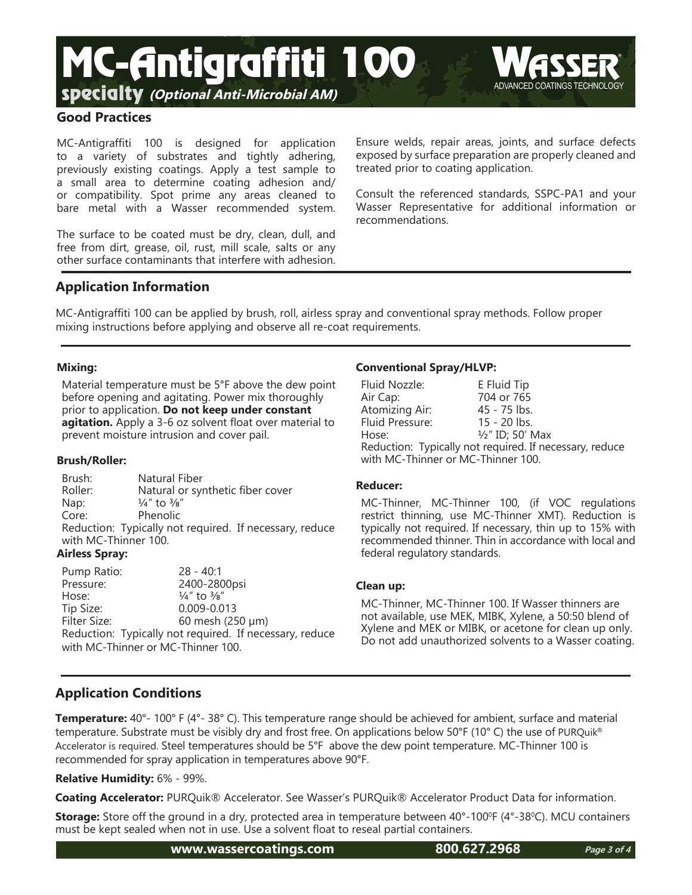# MC-Antigraffiti 100

**specialty** ***(Optional Anti-Microbial AM)***

WASSER® ADVANCED COATINGS TECHNOLOGY

## Good Practices

MC-Antigraffiti 100 is designed for application to a variety of substrates and tightly adhering, previously existing coatings. Apply a test sample to a small area to determine coating adhesion and/or compatibility. Spot prime any areas cleaned to bare metal with a Wasser recommended system.

The surface to be coated must be dry, clean, dull, and free from dirt, grease, oil, rust, mill scale, salts or any other surface contaminants that interfere with adhesion.

Ensure welds, repair areas, joints, and surface defects exposed by surface preparation are properly cleaned and treated prior to coating application.

Consult the referenced standards, SSPC-PA1 and your Wasser Representative for additional information or recommendations.

## Application Information

MC-Antigraffiti 100 can be applied by brush, roll, airless spray and conventional spray methods. Follow proper mixing instructions before applying and observe all re-coat requirements.

### Mixing:

Material temperature must be 5°F above the dew point before opening and agitating. Power mix thoroughly prior to application. **Do not keep under constant agitation.** Apply a 3-6 oz solvent float over material to prevent moisture intrusion and cover pail.

### Brush/Roller:

| | |
|---|---|
| Brush: | Natural Fiber |
| Roller: | Natural or synthetic fiber cover |
| Nap: | ¼" to ⅜" |
| Core: | Phenolic |

Reduction: Typically not required. If necessary, reduce with MC-Thinner 100.

### Airless Spray:

| | |
|---|---|
| Pump Ratio: | 28 - 40:1 |
| Pressure: | 2400-2800psi |
| Hose: | ¼" to ⅜" |
| Tip Size: | 0.009-0.013 |
| Filter Size: | 60 mesh (250 μm) |

Reduction: Typically not required. If necessary, reduce with MC-Thinner or MC-Thinner 100.

### Conventional Spray/HLVP:

| | |
|---|---|
| Fluid Nozzle: | E Fluid Tip |
| Air Cap: | 704 or 765 |
| Atomizing Air: | 45 - 75 lbs. |
| Fluid Pressure: | 15 - 20 lbs. |
| Hose: | ½" ID; 50' Max |

Reduction: Typically not required. If necessary, reduce with MC-Thinner or MC-Thinner 100.

### Reducer:

MC-Thinner, MC-Thinner 100, (if VOC regulations restrict thinning, use MC-Thinner XMT). Reduction is typically not required. If necessary, thin up to 15% with recommended thinner. Thin in accordance with local and federal regulatory standards.

### Clean up:

MC-Thinner, MC-Thinner 100. If Wasser thinners are not available, use MEK, MIBK, Xylene, a 50:50 blend of Xylene and MEK or MIBK, or acetone for clean up only. Do not add unauthorized solvents to a Wasser coating.

## Application Conditions

**Temperature:** 40°- 100° F (4°- 38° C). This temperature range should be achieved for ambient, surface and material temperature. Substrate must be visibly dry and frost free. On applications below 50°F (10° C) the use of PURQuik® Accelerator is required. Steel temperatures should be 5°F above the dew point temperature. MC-Thinner 100 is recommended for spray application in temperatures above 90°F.

**Relative Humidity:** 6% - 99%.

**Coating Accelerator:** PURQuik® Accelerator. See Wasser's PURQuik® Accelerator Product Data for information.

**Storage:** Store off the ground in a dry, protected area in temperature between 40°-100°F (4°-38°C). MCU containers must be kept sealed when not in use. Use a solvent float to reseal partial containers.

www.wassercoatings.com 800.627.2968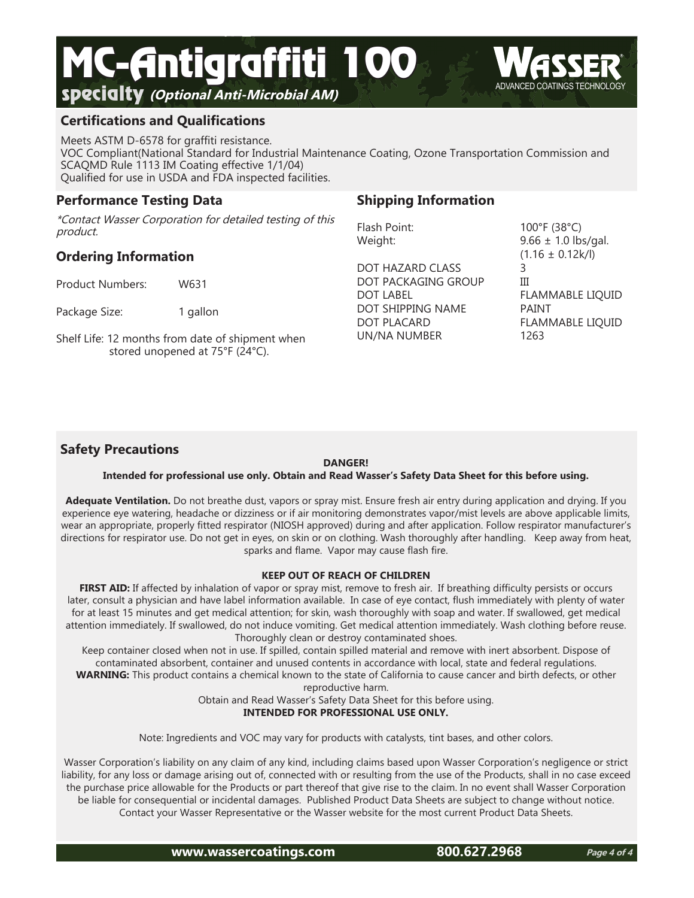# MC-Antigraffiti 100

**specialty** ***(Optional Anti-Microbial AM)***

WASSER® ADVANCED COATINGS TECHNOLOGY

## Certifications and Qualifications

Meets ASTM D-6578 for graffiti resistance.
VOC Compliant(National Standard for Industrial Maintenance Coating, Ozone Transportation Commission and SCAQMD Rule 1113 IM Coating effective 1/1/04)
Qualified for use in USDA and FDA inspected facilities.

## Performance Testing Data

*\*Contact Wasser Corporation for detailed testing of this product.*

## Ordering Information

| | |
|---|---|
| Product Numbers: | W631 |
| Package Size: | 1 gallon |

Shelf Life: 12 months from date of shipment when stored unopened at 75°F (24°C).

## Shipping Information

| | |
|---|---|
| Flash Point: | 100°F (38°C) |
| Weight: | 9.66 ± 1.0 lbs/gal. (1.16 ± 0.12k/l) |
| DOT HAZARD CLASS | 3 |
| DOT PACKAGING GROUP | III |
| DOT LABEL | FLAMMABLE LIQUID |
| DOT SHIPPING NAME | PAINT |
| DOT PLACARD | FLAMMABLE LIQUID |
| UN/NA NUMBER | 1263 |

## Safety Precautions

**DANGER!**

**Intended for professional use only. Obtain and Read Wasser's Safety Data Sheet for this before using.**

**Adequate Ventilation.** Do not breathe dust, vapors or spray mist. Ensure fresh air entry during application and drying. If you experience eye watering, headache or dizziness or if air monitoring demonstrates vapor/mist levels are above applicable limits, wear an appropriate, properly fitted respirator (NIOSH approved) during and after application. Follow respirator manufacturer's directions for respirator use. Do not get in eyes, on skin or on clothing. Wash thoroughly after handling. Keep away from heat, sparks and flame. Vapor may cause flash fire.

**KEEP OUT OF REACH OF CHILDREN**

**FIRST AID:** If affected by inhalation of vapor or spray mist, remove to fresh air. If breathing difficulty persists or occurs later, consult a physician and have label information available. In case of eye contact, flush immediately with plenty of water for at least 15 minutes and get medical attention; for skin, wash thoroughly with soap and water. If swallowed, get medical attention immediately. If swallowed, do not induce vomiting. Get medical attention immediately. Wash clothing before reuse. Thoroughly clean or destroy contaminated shoes.

Keep container closed when not in use. If spilled, contain spilled material and remove with inert absorbent. Dispose of contaminated absorbent, container and unused contents in accordance with local, state and federal regulations.

**WARNING:** This product contains a chemical known to the state of California to cause cancer and birth defects, or other reproductive harm.

Obtain and Read Wasser's Safety Data Sheet for this before using.

**INTENDED FOR PROFESSIONAL USE ONLY.**

Note: Ingredients and VOC may vary for products with catalysts, tint bases, and other colors.

Wasser Corporation's liability on any claim of any kind, including claims based upon Wasser Corporation's negligence or strict liability, for any loss or damage arising out of, connected with or resulting from the use of the Products, shall in no case exceed the purchase price allowable for the Products or part thereof that give rise to the claim. In no event shall Wasser Corporation be liable for consequential or incidental damages. Published Product Data Sheets are subject to change without notice. Contact your Wasser Representative or the Wasser website for the most current Product Data Sheets.

**www.wassercoatings.com** **800.627.2968**